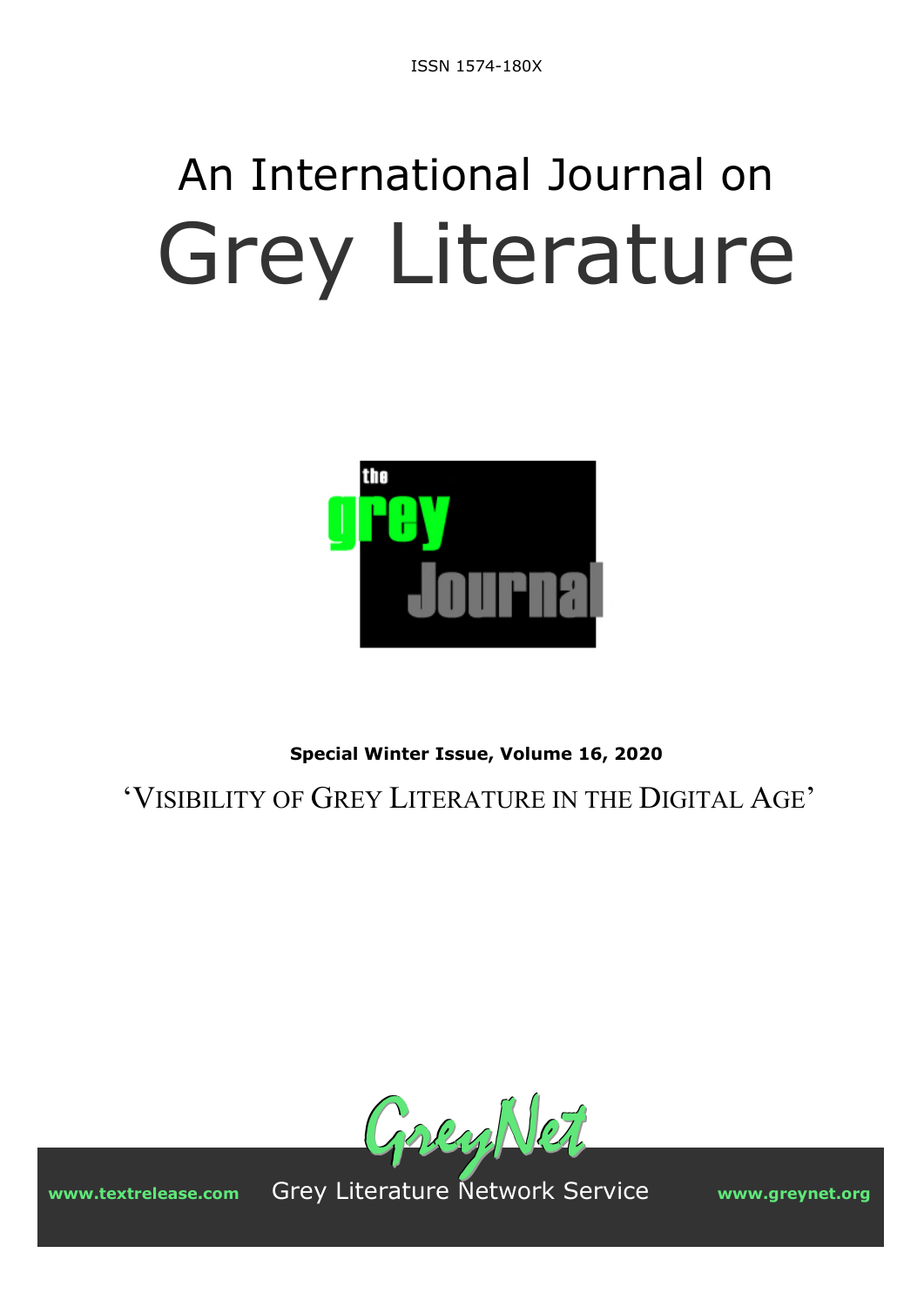ISSN 1574-180X

# An International Journal on Grey Literature

the grey Journal

**Special Winter Issue, Volume 16, 2020**

'VISIBILITY OF GREY LITERATURE IN THE DIGITAL AGE'

GreyNet

www.textrelease.com Grey Literature Network Service www.greynet.org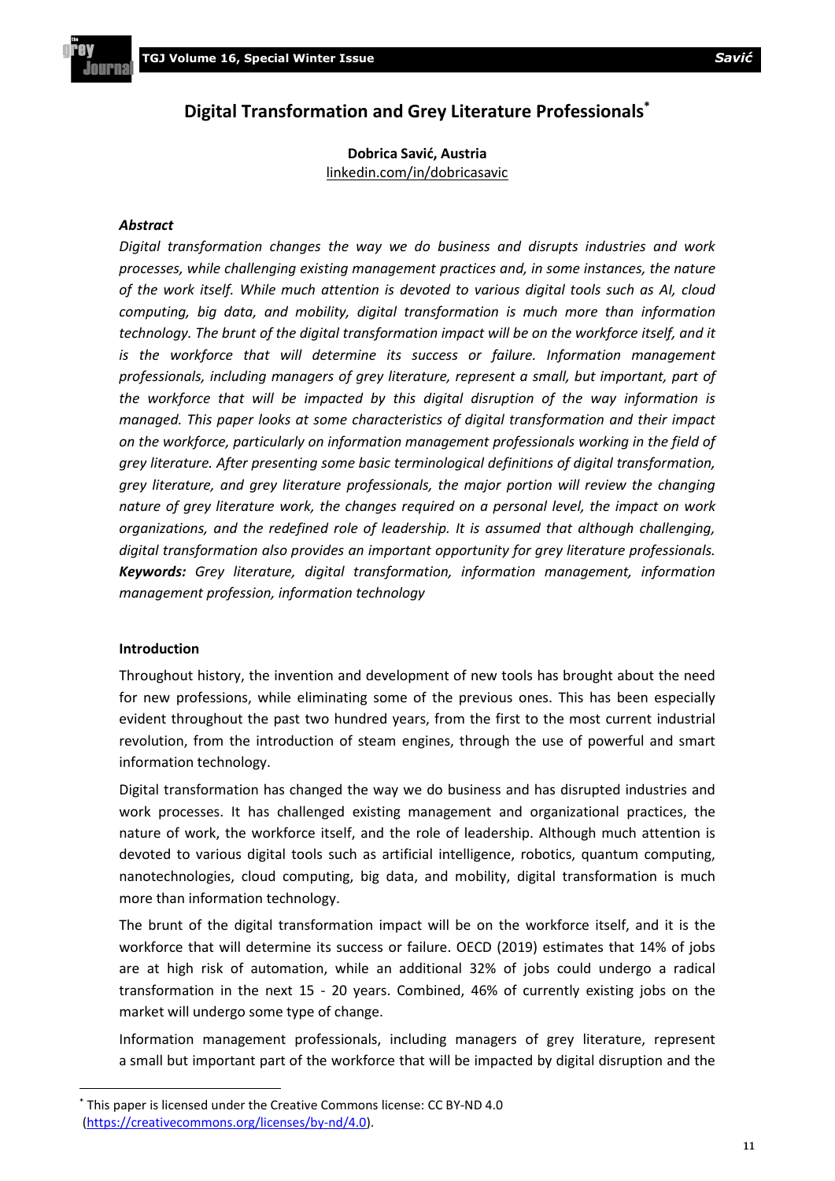# Digital Transformation and Grey Literature Professionals*

**Dobrica Savić, Austria**
linkedin.com/in/dobricasavic

***Abstract***

*Digital transformation changes the way we do business and disrupts industries and work processes, while challenging existing management practices and, in some instances, the nature of the work itself. While much attention is devoted to various digital tools such as AI, cloud computing, big data, and mobility, digital transformation is much more than information technology. The brunt of the digital transformation impact will be on the workforce itself, and it is the workforce that will determine its success or failure. Information management professionals, including managers of grey literature, represent a small, but important, part of the workforce that will be impacted by this digital disruption of the way information is managed. This paper looks at some characteristics of digital transformation and their impact on the workforce, particularly on information management professionals working in the field of grey literature. After presenting some basic terminological definitions of digital transformation, grey literature, and grey literature professionals, the major portion will review the changing nature of grey literature work, the changes required on a personal level, the impact on work organizations, and the redefined role of leadership. It is assumed that although challenging, digital transformation also provides an important opportunity for grey literature professionals.*

***Keywords:** Grey literature, digital transformation, information management, information management profession, information technology*

**Introduction**

Throughout history, the invention and development of new tools has brought about the need for new professions, while eliminating some of the previous ones. This has been especially evident throughout the past two hundred years, from the first to the most current industrial revolution, from the introduction of steam engines, through the use of powerful and smart information technology.

Digital transformation has changed the way we do business and has disrupted industries and work processes. It has challenged existing management and organizational practices, the nature of work, the workforce itself, and the role of leadership. Although much attention is devoted to various digital tools such as artificial intelligence, robotics, quantum computing, nanotechnologies, cloud computing, big data, and mobility, digital transformation is much more than information technology.

The brunt of the digital transformation impact will be on the workforce itself, and it is the workforce that will determine its success or failure. OECD (2019) estimates that 14% of jobs are at high risk of automation, while an additional 32% of jobs could undergo a radical transformation in the next 15 - 20 years. Combined, 46% of currently existing jobs on the market will undergo some type of change.

Information management professionals, including managers of grey literature, represent a small but important part of the workforce that will be impacted by digital disruption and the

---

* This paper is licensed under the Creative Commons license: CC BY-ND 4.0 (https://creativecommons.org/licenses/by-nd/4.0).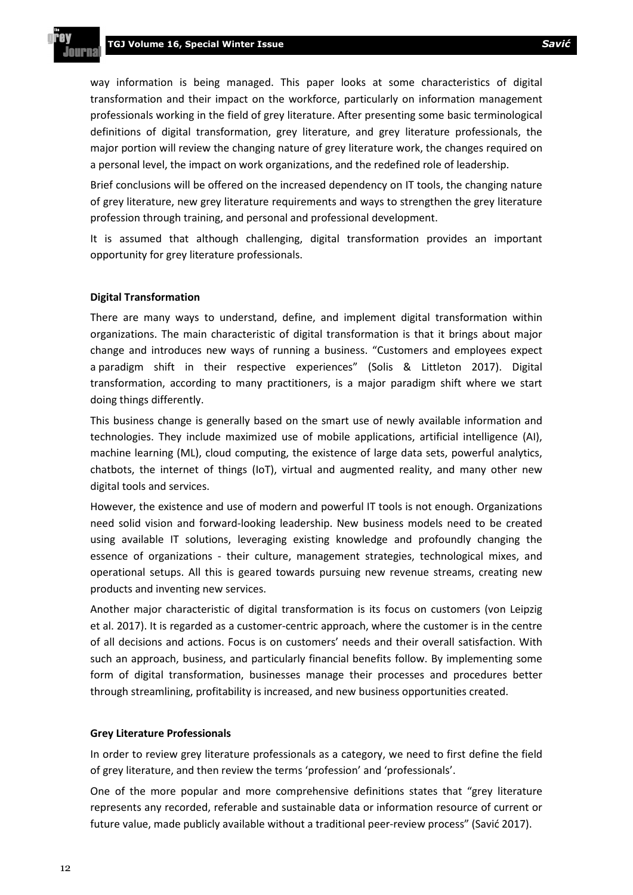way information is being managed. This paper looks at some characteristics of digital transformation and their impact on the workforce, particularly on information management professionals working in the field of grey literature. After presenting some basic terminological definitions of digital transformation, grey literature, and grey literature professionals, the major portion will review the changing nature of grey literature work, the changes required on a personal level, the impact on work organizations, and the redefined role of leadership.

Brief conclusions will be offered on the increased dependency on IT tools, the changing nature of grey literature, new grey literature requirements and ways to strengthen the grey literature profession through training, and personal and professional development.

It is assumed that although challenging, digital transformation provides an important opportunity for grey literature professionals.

### Digital Transformation

There are many ways to understand, define, and implement digital transformation within organizations. The main characteristic of digital transformation is that it brings about major change and introduces new ways of running a business. "Customers and employees expect a paradigm shift in their respective experiences" (Solis & Littleton 2017). Digital transformation, according to many practitioners, is a major paradigm shift where we start doing things differently.

This business change is generally based on the smart use of newly available information and technologies. They include maximized use of mobile applications, artificial intelligence (AI), machine learning (ML), cloud computing, the existence of large data sets, powerful analytics, chatbots, the internet of things (IoT), virtual and augmented reality, and many other new digital tools and services.

However, the existence and use of modern and powerful IT tools is not enough. Organizations need solid vision and forward-looking leadership. New business models need to be created using available IT solutions, leveraging existing knowledge and profoundly changing the essence of organizations - their culture, management strategies, technological mixes, and operational setups. All this is geared towards pursuing new revenue streams, creating new products and inventing new services.

Another major characteristic of digital transformation is its focus on customers (von Leipzig et al. 2017). It is regarded as a customer-centric approach, where the customer is in the centre of all decisions and actions. Focus is on customers' needs and their overall satisfaction. With such an approach, business, and particularly financial benefits follow. By implementing some form of digital transformation, businesses manage their processes and procedures better through streamlining, profitability is increased, and new business opportunities created.

### Grey Literature Professionals

In order to review grey literature professionals as a category, we need to first define the field of grey literature, and then review the terms 'profession' and 'professionals'.

One of the more popular and more comprehensive definitions states that "grey literature represents any recorded, referable and sustainable data or information resource of current or future value, made publicly available without a traditional peer-review process" (Savić 2017).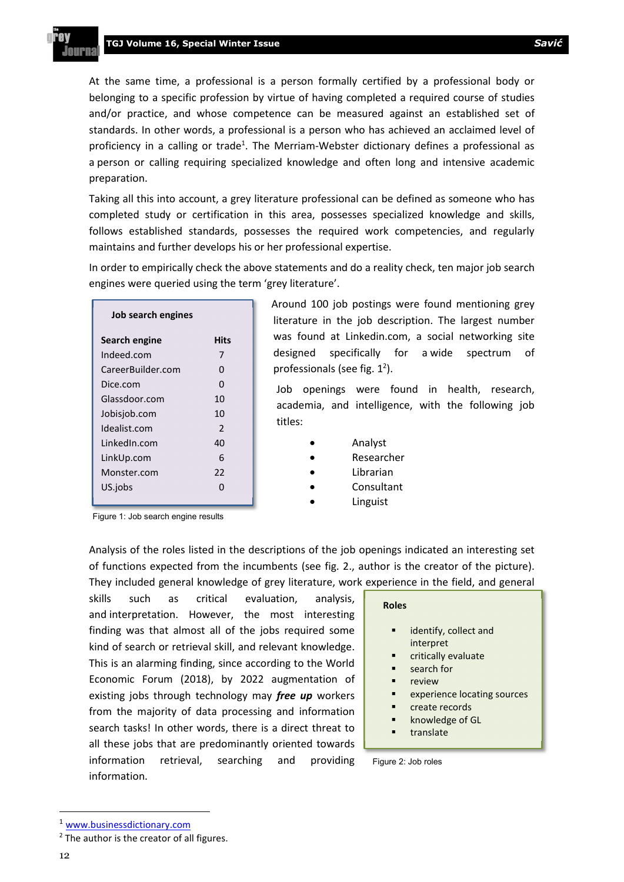At the same time, a professional is a person formally certified by a professional body or belonging to a specific profession by virtue of having completed a required course of studies and/or practice, and whose competence can be measured against an established set of standards. In other words, a professional is a person who has achieved an acclaimed level of proficiency in a calling or trade[1]. The Merriam-Webster dictionary defines a professional as a person or calling requiring specialized knowledge and often long and intensive academic preparation.

Taking all this into account, a grey literature professional can be defined as someone who has completed study or certification in this area, possesses specialized knowledge and skills, follows established standards, possesses the required work competencies, and regularly maintains and further develops his or her professional expertise.

In order to empirically check the above statements and do a reality check, ten major job search engines were queried using the term 'grey literature'.

**Job search engines**

| Search engine | Hits |
|---|---|
| Indeed.com | 7 |
| CareerBuilder.com | 0 |
| Dice.com | 0 |
| Glassdoor.com | 10 |
| Jobisjob.com | 10 |
| Idealist.com | 2 |
| LinkedIn.com | 40 |
| LinkUp.com | 6 |
| Monster.com | 22 |
| US.jobs | 0 |

Figure 1: Job search engine results

Around 100 job postings were found mentioning grey literature in the job description. The largest number was found at Linkedin.com, a social networking site designed specifically for a wide spectrum of professionals (see fig. 1[2]).

Job openings were found in health, research, academia, and intelligence, with the following job titles:

- Analyst
- Researcher
- Librarian
- Consultant
- Linguist

Analysis of the roles listed in the descriptions of the job openings indicated an interesting set of functions expected from the incumbents (see fig. 2., author is the creator of the picture). They included general knowledge of grey literature, work experience in the field, and general skills such as critical evaluation, analysis, and interpretation. However, the most interesting finding was that almost all of the jobs required some kind of search or retrieval skill, and relevant knowledge. This is an alarming finding, since according to the World Economic Forum (2018), by 2022 augmentation of existing jobs through technology may ***free up*** workers from the majority of data processing and information search tasks! In other words, there is a direct threat to all these jobs that are predominantly oriented towards information retrieval, searching and providing information.

**Roles**

- identify, collect and interpret
- critically evaluate
- search for
- review
- experience locating sources
- create records
- knowledge of GL
- translate

Figure 2: Job roles

---

[1] www.businessdictionary.com

[2] The author is the creator of all figures.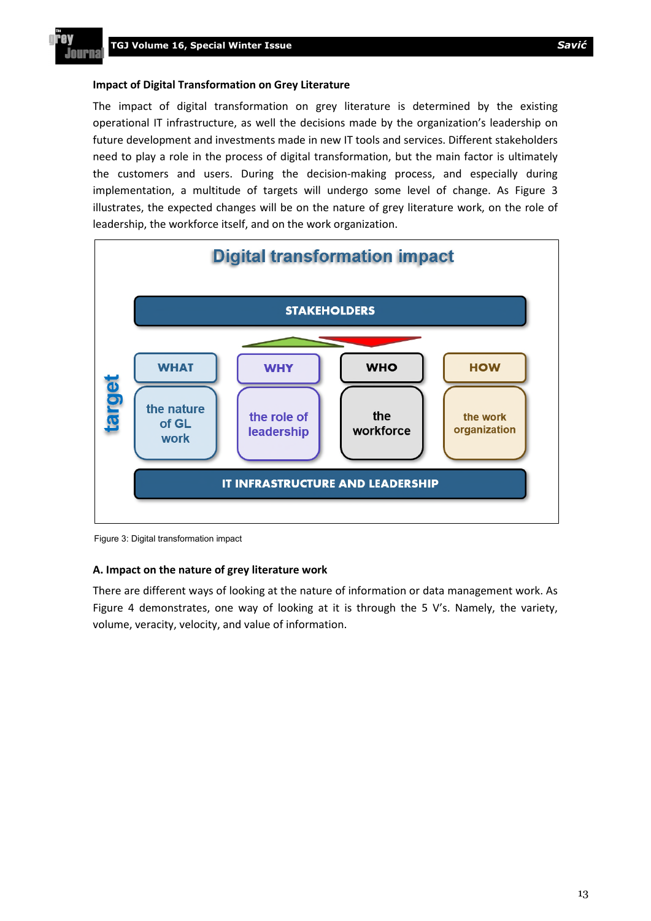### Impact of Digital Transformation on Grey Literature

The impact of digital transformation on grey literature is determined by the existing operational IT infrastructure, as well the decisions made by the organization's leadership on future development and investments made in new IT tools and services. Different stakeholders need to play a role in the process of digital transformation, but the main factor is ultimately the customers and users. During the decision-making process, and especially during implementation, a multitude of targets will undergo some level of change. As Figure 3 illustrates, the expected changes will be on the nature of grey literature work, on the role of leadership, the workforce itself, and on the work organization.

Digital transformation impact

STAKEHOLDERS

target

| WHAT | WHY | WHO | HOW |
| --- | --- | --- | --- |
| the nature of GL work | the role of leadership | the workforce | the work organization |

IT INFRASTRUCTURE AND LEADERSHIP

Figure 3: Digital transformation impact

### A. Impact on the nature of grey literature work

There are different ways of looking at the nature of information or data management work. As Figure 4 demonstrates, one way of looking at it is through the 5 V's. Namely, the variety, volume, veracity, velocity, and value of information.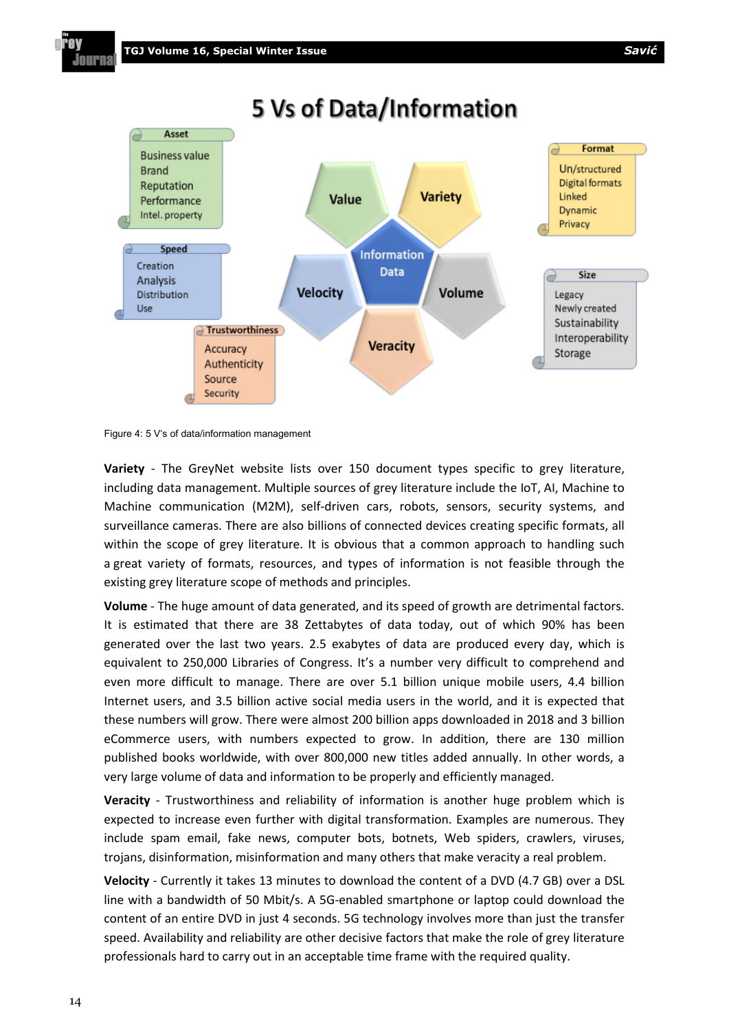# 5 Vs of Data/Information

**Asset**
- Business value
- Brand
- Reputation
- Performance
- Intel. property

**Speed**
- Creation
- Analysis
- Distribution
- Use

**Trustworthiness**
- Accuracy
- Authenticity
- Source
- Security

**Format**
- Un/structured
- Digital formats
- Linked
- Dynamic
- Privacy

**Size**
- Legacy
- Newly created
- Sustainability
- Interoperability
- Storage

Value — Variety — Information Data — Velocity — Volume — Veracity

Figure 4: 5 V's of data/information management

**Variety** - The GreyNet website lists over 150 document types specific to grey literature, including data management. Multiple sources of grey literature include the IoT, AI, Machine to Machine communication (M2M), self-driven cars, robots, sensors, security systems, and surveillance cameras. There are also billions of connected devices creating specific formats, all within the scope of grey literature. It is obvious that a common approach to handling such a great variety of formats, resources, and types of information is not feasible through the existing grey literature scope of methods and principles.

**Volume** - The huge amount of data generated, and its speed of growth are detrimental factors. It is estimated that there are 38 Zettabytes of data today, out of which 90% has been generated over the last two years. 2.5 exabytes of data are produced every day, which is equivalent to 250,000 Libraries of Congress. It's a number very difficult to comprehend and even more difficult to manage. There are over 5.1 billion unique mobile users, 4.4 billion Internet users, and 3.5 billion active social media users in the world, and it is expected that these numbers will grow. There were almost 200 billion apps downloaded in 2018 and 3 billion eCommerce users, with numbers expected to grow. In addition, there are 130 million published books worldwide, with over 800,000 new titles added annually. In other words, a very large volume of data and information to be properly and efficiently managed.

**Veracity** - Trustworthiness and reliability of information is another huge problem which is expected to increase even further with digital transformation. Examples are numerous. They include spam email, fake news, computer bots, botnets, Web spiders, crawlers, viruses, trojans, disinformation, misinformation and many others that make veracity a real problem.

**Velocity** - Currently it takes 13 minutes to download the content of a DVD (4.7 GB) over a DSL line with a bandwidth of 50 Mbit/s. A 5G-enabled smartphone or laptop could download the content of an entire DVD in just 4 seconds. 5G technology involves more than just the transfer speed. Availability and reliability are other decisive factors that make the role of grey literature professionals hard to carry out in an acceptable time frame with the required quality.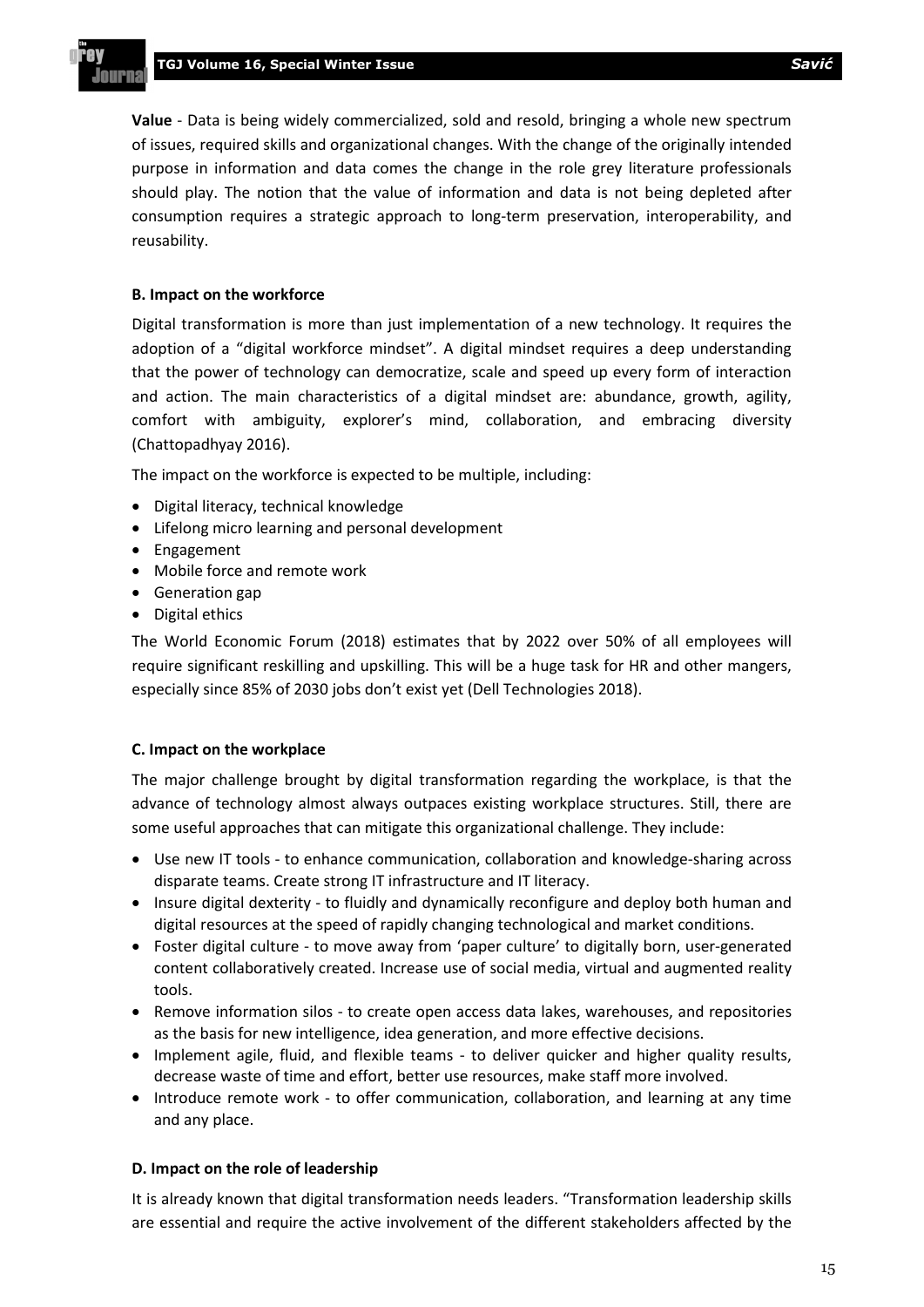**Value** - Data is being widely commercialized, sold and resold, bringing a whole new spectrum of issues, required skills and organizational changes. With the change of the originally intended purpose in information and data comes the change in the role grey literature professionals should play. The notion that the value of information and data is not being depleted after consumption requires a strategic approach to long-term preservation, interoperability, and reusability.

### B. Impact on the workforce

Digital transformation is more than just implementation of a new technology. It requires the adoption of a "digital workforce mindset". A digital mindset requires a deep understanding that the power of technology can democratize, scale and speed up every form of interaction and action. The main characteristics of a digital mindset are: abundance, growth, agility, comfort with ambiguity, explorer's mind, collaboration, and embracing diversity (Chattopadhyay 2016).

The impact on the workforce is expected to be multiple, including:

- Digital literacy, technical knowledge
- Lifelong micro learning and personal development
- Engagement
- Mobile force and remote work
- Generation gap
- Digital ethics

The World Economic Forum (2018) estimates that by 2022 over 50% of all employees will require significant reskilling and upskilling. This will be a huge task for HR and other mangers, especially since 85% of 2030 jobs don't exist yet (Dell Technologies 2018).

### C. Impact on the workplace

The major challenge brought by digital transformation regarding the workplace, is that the advance of technology almost always outpaces existing workplace structures. Still, there are some useful approaches that can mitigate this organizational challenge. They include:

- Use new IT tools - to enhance communication, collaboration and knowledge-sharing across disparate teams. Create strong IT infrastructure and IT literacy.
- Insure digital dexterity - to fluidly and dynamically reconfigure and deploy both human and digital resources at the speed of rapidly changing technological and market conditions.
- Foster digital culture - to move away from 'paper culture' to digitally born, user-generated content collaboratively created. Increase use of social media, virtual and augmented reality tools.
- Remove information silos - to create open access data lakes, warehouses, and repositories as the basis for new intelligence, idea generation, and more effective decisions.
- Implement agile, fluid, and flexible teams - to deliver quicker and higher quality results, decrease waste of time and effort, better use resources, make staff more involved.
- Introduce remote work - to offer communication, collaboration, and learning at any time and any place.

### D. Impact on the role of leadership

It is already known that digital transformation needs leaders. "Transformation leadership skills are essential and require the active involvement of the different stakeholders affected by the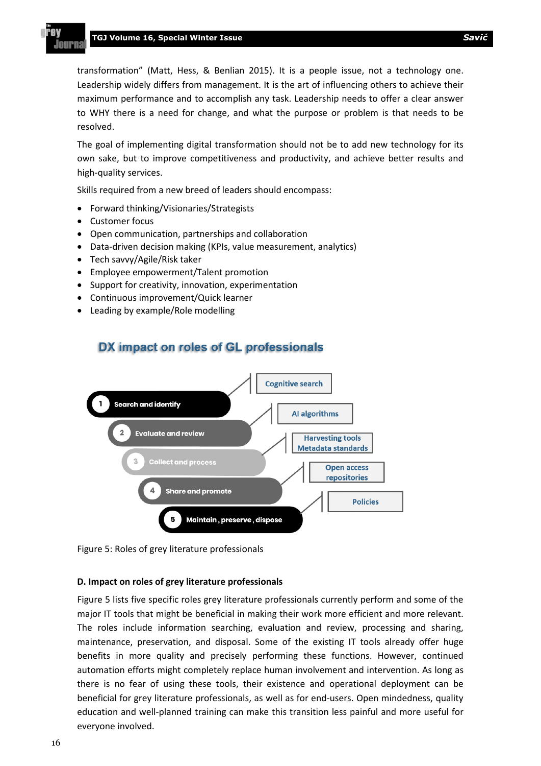transformation" (Matt, Hess, & Benlian 2015). It is a people issue, not a technology one. Leadership widely differs from management. It is the art of influencing others to achieve their maximum performance and to accomplish any task. Leadership needs to offer a clear answer to WHY there is a need for change, and what the purpose or problem is that needs to be resolved.

The goal of implementing digital transformation should not be to add new technology for its own sake, but to improve competitiveness and productivity, and achieve better results and high-quality services.

Skills required from a new breed of leaders should encompass:

- Forward thinking/Visionaries/Strategists
- Customer focus
- Open communication, partnerships and collaboration
- Data-driven decision making (KPIs, value measurement, analytics)
- Tech savvy/Agile/Risk taker
- Employee empowerment/Talent promotion
- Support for creativity, innovation, experimentation
- Continuous improvement/Quick learner
- Leading by example/Role modelling

**DX impact on roles of GL professionals**

1. Search and identify — Cognitive search
2. Evaluate and review — AI algorithms
3. Collect and process — Harvesting tools, Metadata standards
4. Share and promote — Open access repositories
5. Maintain, preserve, dispose — Policies

Figure 5: Roles of grey literature professionals

**D. Impact on roles of grey literature professionals**

Figure 5 lists five specific roles grey literature professionals currently perform and some of the major IT tools that might be beneficial in making their work more efficient and more relevant. The roles include information searching, evaluation and review, processing and sharing, maintenance, preservation, and disposal. Some of the existing IT tools already offer huge benefits in more quality and precisely performing these functions. However, continued automation efforts might completely replace human involvement and intervention. As long as there is no fear of using these tools, their existence and operational deployment can be beneficial for grey literature professionals, as well as for end-users. Open mindedness, quality education and well-planned training can make this transition less painful and more useful for everyone involved.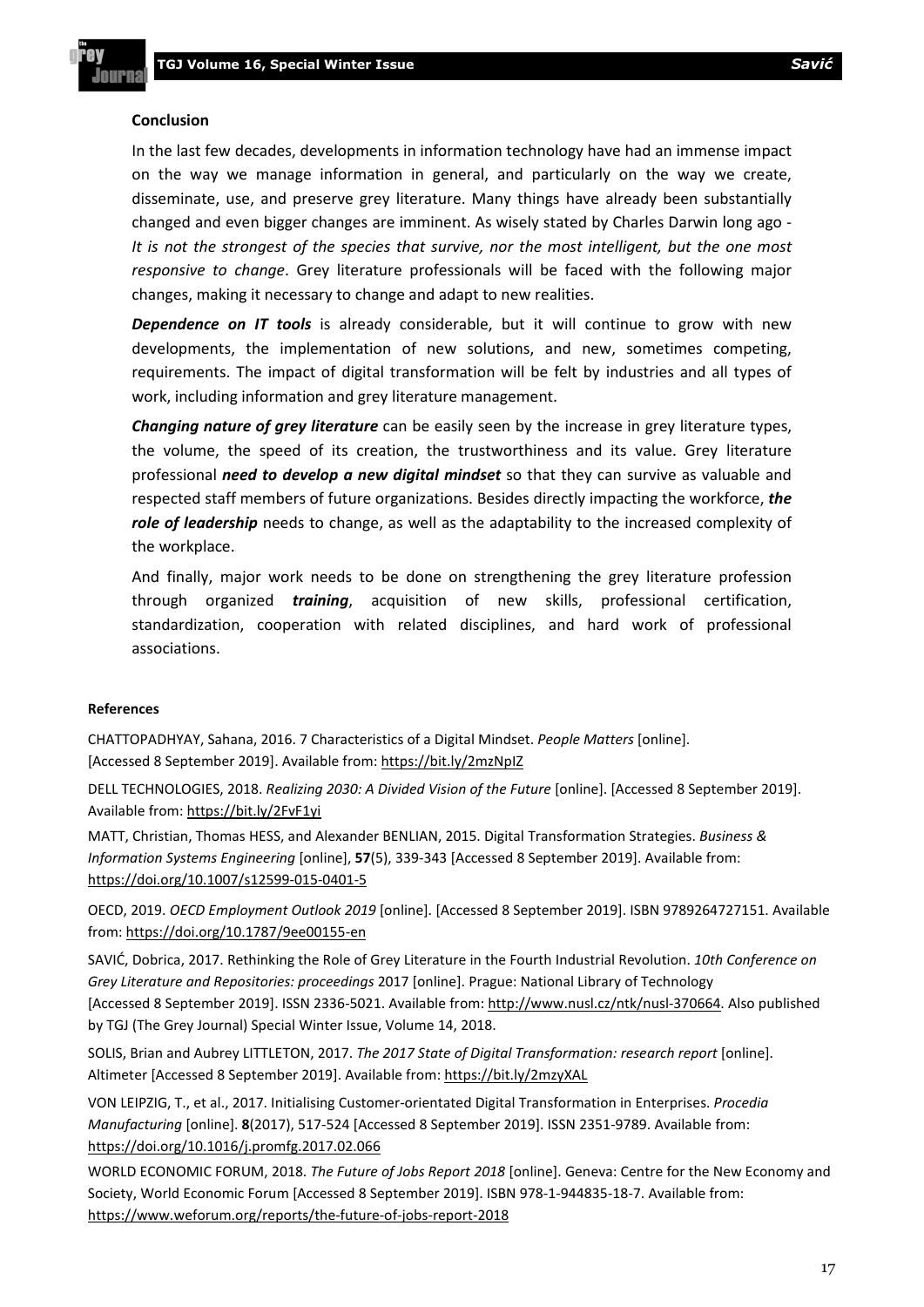## Conclusion

In the last few decades, developments in information technology have had an immense impact on the way we manage information in general, and particularly on the way we create, disseminate, use, and preserve grey literature. Many things have already been substantially changed and even bigger changes are imminent. As wisely stated by Charles Darwin long ago - *It is not the strongest of the species that survive, nor the most intelligent, but the one most responsive to change*. Grey literature professionals will be faced with the following major changes, making it necessary to change and adapt to new realities.

***Dependence on IT tools*** is already considerable, but it will continue to grow with new developments, the implementation of new solutions, and new, sometimes competing, requirements. The impact of digital transformation will be felt by industries and all types of work, including information and grey literature management.

***Changing nature of grey literature*** can be easily seen by the increase in grey literature types, the volume, the speed of its creation, the trustworthiness and its value. Grey literature professional ***need to develop a new digital mindset*** so that they can survive as valuable and respected staff members of future organizations. Besides directly impacting the workforce, ***the role of leadership*** needs to change, as well as the adaptability to the increased complexity of the workplace.

And finally, major work needs to be done on strengthening the grey literature profession through organized ***training***, acquisition of new skills, professional certification, standardization, cooperation with related disciplines, and hard work of professional associations.

### References

CHATTOPADHYAY, Sahana, 2016. 7 Characteristics of a Digital Mindset. *People Matters* [online]. [Accessed 8 September 2019]. Available from: https://bit.ly/2mzNpIZ

DELL TECHNOLOGIES, 2018. *Realizing 2030: A Divided Vision of the Future* [online]. [Accessed 8 September 2019]. Available from: https://bit.ly/2FvF1yi

MATT, Christian, Thomas HESS, and Alexander BENLIAN, 2015. Digital Transformation Strategies. *Business & Information Systems Engineering* [online], **57**(5), 339-343 [Accessed 8 September 2019]. Available from: https://doi.org/10.1007/s12599-015-0401-5

OECD, 2019. *OECD Employment Outlook 2019* [online]. [Accessed 8 September 2019]. ISBN 9789264727151. Available from: https://doi.org/10.1787/9ee00155-en

SAVIĆ, Dobrica, 2017. Rethinking the Role of Grey Literature in the Fourth Industrial Revolution. *10th Conference on Grey Literature and Repositories: proceedings* 2017 [online]. Prague: National Library of Technology [Accessed 8 September 2019]. ISSN 2336-5021. Available from: http://www.nusl.cz/ntk/nusl-370664. Also published by TGJ (The Grey Journal) Special Winter Issue, Volume 14, 2018.

SOLIS, Brian and Aubrey LITTLETON, 2017. *The 2017 State of Digital Transformation: research report* [online]. Altimeter [Accessed 8 September 2019]. Available from: https://bit.ly/2mzyXAL

VON LEIPZIG, T., et al., 2017. Initialising Customer-orientated Digital Transformation in Enterprises. *Procedia Manufacturing* [online]. **8**(2017), 517-524 [Accessed 8 September 2019]. ISSN 2351-9789. Available from: https://doi.org/10.1016/j.promfg.2017.02.066

WORLD ECONOMIC FORUM, 2018. *The Future of Jobs Report 2018* [online]. Geneva: Centre for the New Economy and Society, World Economic Forum [Accessed 8 September 2019]. ISBN 978-1-944835-18-7. Available from: https://www.weforum.org/reports/the-future-of-jobs-report-2018